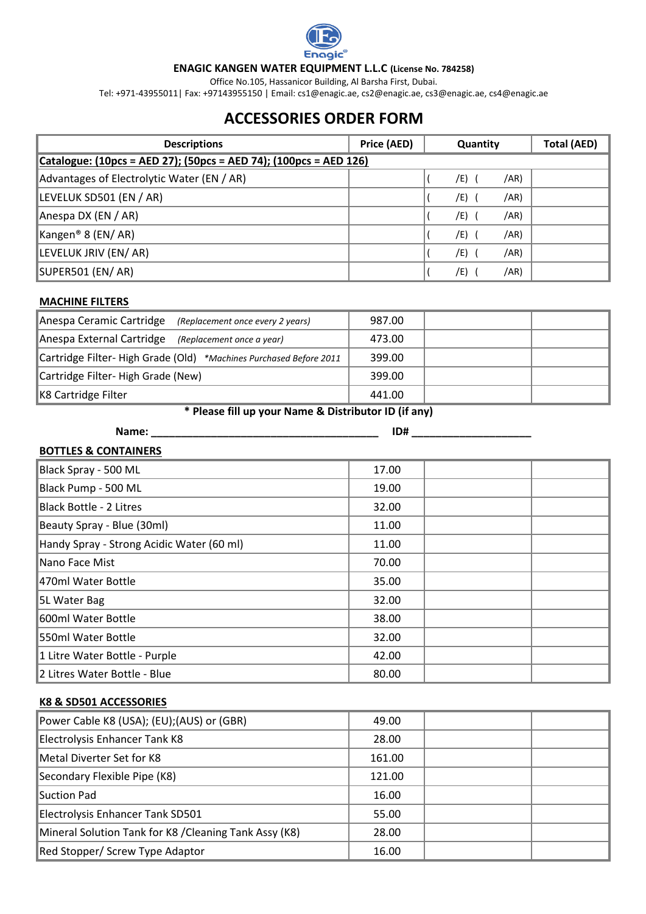Enagic®

**ENAGIC KANGEN WATER EQUIPMENT L.L.C (License No. 784258)**

Office No.105, Hassanicor Building, Al Barsha First, Dubai.

Tel: +971-43955011| Fax: +97143955150 | Email: cs1@enagic.ae, cs2@enagic.ae, cs3@enagic.ae, cs4@enagic.ae

# ACCESSORIES ORDER FORM

| Descriptions | Price (AED) | Quantity | Total (AED) |
|---|---|---|---|
| **Catalogue: (10pcs = AED 27); (50pcs = AED 74); (100pcs = AED 126)** | | | |
| Advantages of Electrolytic Water (EN / AR) | | ( /E) ( /AR) | |
| LEVELUK SD501 (EN / AR) | | ( /E) ( /AR) | |
| Anespa DX (EN / AR) | | ( /E) ( /AR) | |
| Kangen® 8 (EN/ AR) | | ( /E) ( /AR) | |
| LEVELUK JRIV (EN/ AR) | | ( /E) ( /AR) | |
| SUPER501 (EN/ AR) | | ( /E) ( /AR) | |

**MACHINE FILTERS**

| | | | |
|---|---|---|---|
| Anespa Ceramic Cartridge *(Replacement once every 2 years)* | 987.00 | | |
| Anespa External Cartridge *(Replacement once a year)* | 473.00 | | |
| Cartridge Filter- High Grade (Old) *\*Machines Purchased Before 2011* | 399.00 | | |
| Cartridge Filter- High Grade (New) | 399.00 | | |
| K8 Cartridge Filter | 441.00 | | |

**\* Please fill up your Name & Distributor ID (if any)**

**Name: ______________________________________ ID# ____________________**

**BOTTLES & CONTAINERS**

| | | | |
|---|---|---|---|
| Black Spray - 500 ML | 17.00 | | |
| Black Pump - 500 ML | 19.00 | | |
| Black Bottle - 2 Litres | 32.00 | | |
| Beauty Spray - Blue (30ml) | 11.00 | | |
| Handy Spray - Strong Acidic Water (60 ml) | 11.00 | | |
| Nano Face Mist | 70.00 | | |
| 470ml Water Bottle | 35.00 | | |
| 5L Water Bag | 32.00 | | |
| 600ml Water Bottle | 38.00 | | |
| 550ml Water Bottle | 32.00 | | |
| 1 Litre Water Bottle - Purple | 42.00 | | |
| 2 Litres Water Bottle - Blue | 80.00 | | |

**K8 & SD501 ACCESSORIES**

| | | | |
|---|---|---|---|
| Power Cable K8 (USA); (EU);(AUS) or (GBR) | 49.00 | | |
| Electrolysis Enhancer Tank K8 | 28.00 | | |
| Metal Diverter Set for K8 | 161.00 | | |
| Secondary Flexible Pipe (K8) | 121.00 | | |
| Suction Pad | 16.00 | | |
| Electrolysis Enhancer Tank SD501 | 55.00 | | |
| Mineral Solution Tank for K8 /Cleaning Tank Assy (K8) | 28.00 | | |
| Red Stopper/ Screw Type Adaptor | 16.00 | | |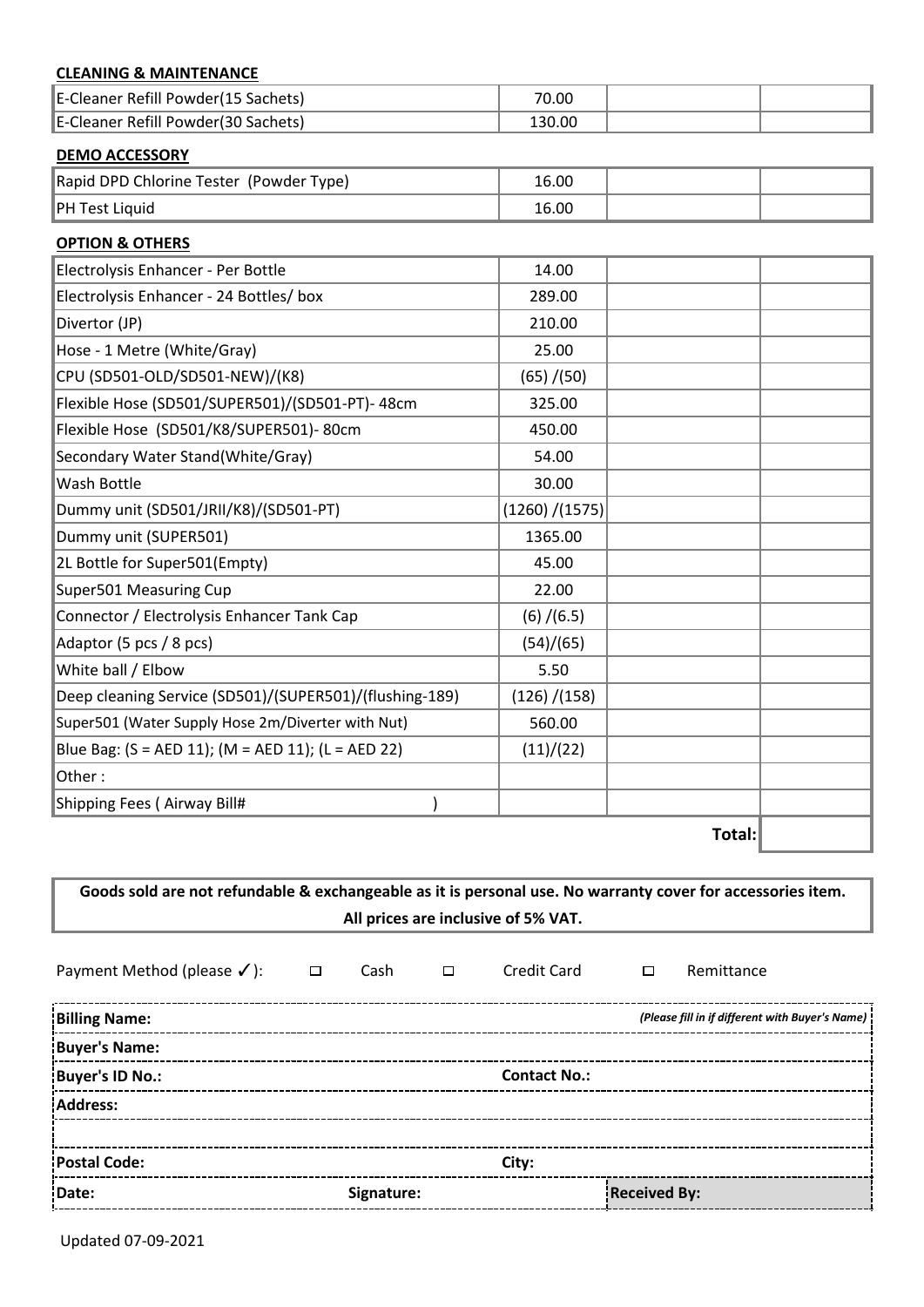**CLEANING & MAINTENANCE**

| | | | |
|---|---|---|---|
| E-Cleaner Refill Powder(15 Sachets) | 70.00 | | |
| E-Cleaner Refill Powder(30 Sachets) | 130.00 | | |

**DEMO ACCESSORY**

| | | | |
|---|---|---|---|
| Rapid DPD Chlorine Tester (Powder Type) | 16.00 | | |
| PH Test Liquid | 16.00 | | |

**OPTION & OTHERS**

| | | | |
|---|---|---|---|
| Electrolysis Enhancer - Per Bottle | 14.00 | | |
| Electrolysis Enhancer - 24 Bottles/ box | 289.00 | | |
| Divertor (JP) | 210.00 | | |
| Hose - 1 Metre (White/Gray) | 25.00 | | |
| CPU (SD501-OLD/SD501-NEW)/(K8) | (65) /(50) | | |
| Flexible Hose (SD501/SUPER501)/(SD501-PT)- 48cm | 325.00 | | |
| Flexible Hose (SD501/K8/SUPER501)- 80cm | 450.00 | | |
| Secondary Water Stand(White/Gray) | 54.00 | | |
| Wash Bottle | 30.00 | | |
| Dummy unit (SD501/JRII/K8)/(SD501-PT) | (1260) /(1575) | | |
| Dummy unit (SUPER501) | 1365.00 | | |
| 2L Bottle for Super501(Empty) | 45.00 | | |
| Super501 Measuring Cup | 22.00 | | |
| Connector / Electrolysis Enhancer Tank Cap | (6) /(6.5) | | |
| Adaptor (5 pcs / 8 pcs) | (54)/(65) | | |
| White ball / Elbow | 5.50 | | |
| Deep cleaning Service (SD501)/(SUPER501)/(flushing-189) | (126) /(158) | | |
| Super501 (Water Supply Hose 2m/Diverter with Nut) | 560.00 | | |
| Blue Bag: (S = AED 11); (M = AED 11); (L = AED 22) | (11)/(22) | | |
| Other : | | | |
| Shipping Fees ( Airway Bill# ) | | | |
| | | **Total:** | |

**Goods sold are not refundable & exchangeable as it is personal use. No warranty cover for accessories item.**
**All prices are inclusive of 5% VAT.**

Payment Method (please ✓): ☐ Cash ☐ Credit Card ☐ Remittance

**Billing Name:** *(Please fill in if different with Buyer's Name)*

**Buyer's Name:**

**Buyer's ID No.:** **Contact No.:**

**Address:**

**Postal Code:** **City:**

**Date:** **Signature:** **Received By:**

Updated 07-09-2021